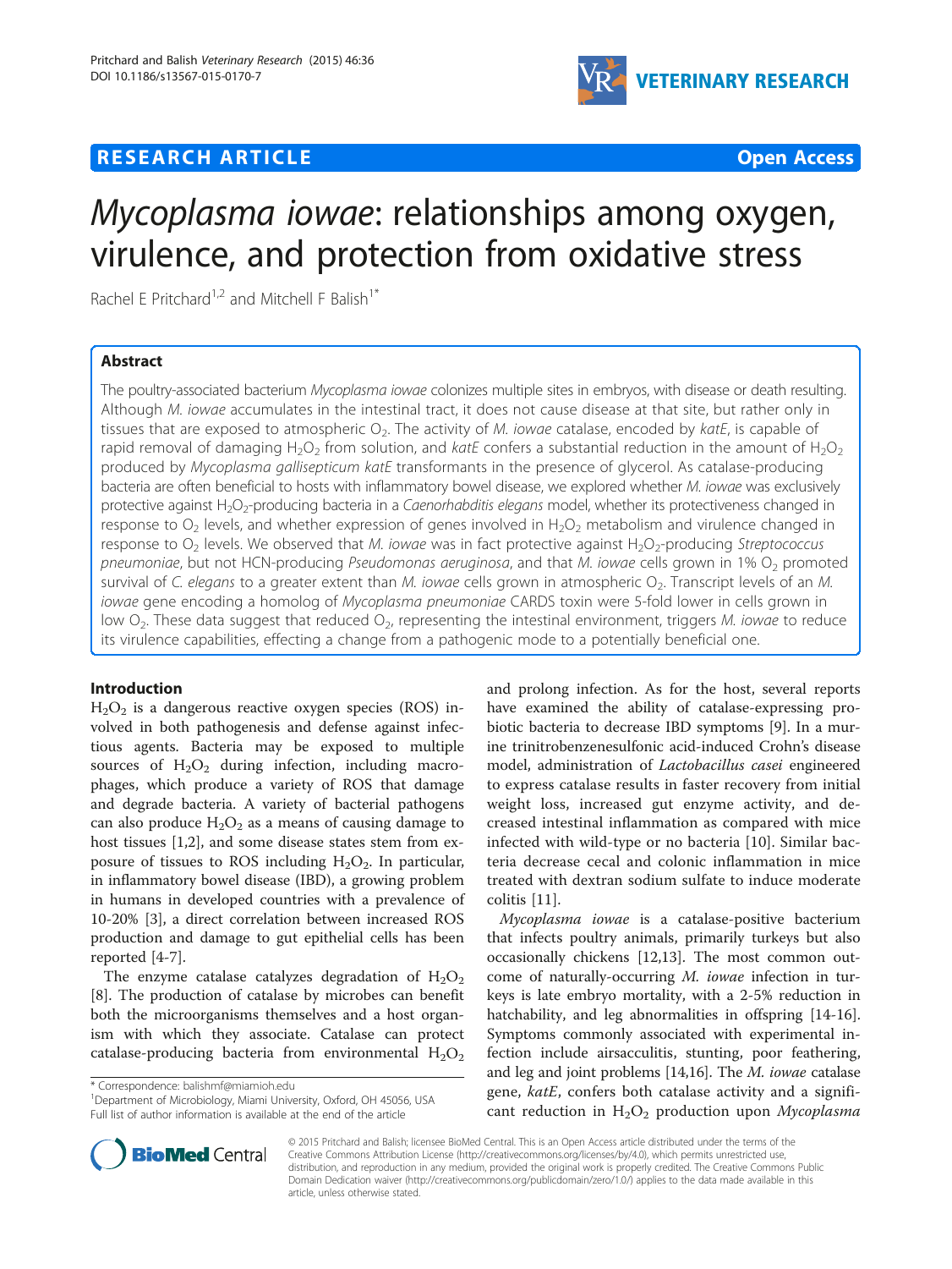**RESEARCH ARTICLE** **Open Access**

# *Mycoplasma iowae*: relationships among oxygen, virulence, and protection from oxidative stress

Rachel E Pritchard[1,2] and Mitchell F Balish[1*]

## Abstract

The poultry-associated bacterium *Mycoplasma iowae* colonizes multiple sites in embryos, with disease or death resulting. Although *M. iowae* accumulates in the intestinal tract, it does not cause disease at that site, but rather only in tissues that are exposed to atmospheric $O_2$. The activity of *M. iowae* catalase, encoded by *katE*, is capable of rapid removal of damaging $H_2O_2$ from solution, and *katE* confers a substantial reduction in the amount of $H_2O_2$ produced by *Mycoplasma gallisepticum katE* transformants in the presence of glycerol. As catalase-producing bacteria are often beneficial to hosts with inflammatory bowel disease, we explored whether *M. iowae* was exclusively protective against $H_2O_2$-producing bacteria in a *Caenorhabditis elegans* model, whether its protectiveness changed in response to $O_2$ levels, and whether expression of genes involved in $H_2O_2$ metabolism and virulence changed in response to $O_2$ levels. We observed that *M. iowae* was in fact protective against $H_2O_2$-producing *Streptococcus pneumoniae*, but not HCN-producing *Pseudomonas aeruginosa*, and that *M. iowae* cells grown in 1% $O_2$ promoted survival of *C. elegans* to a greater extent than *M. iowae* cells grown in atmospheric $O_2$. Transcript levels of an *M. iowae* gene encoding a homolog of *Mycoplasma pneumoniae* CARDS toxin were 5-fold lower in cells grown in low $O_2$. These data suggest that reduced $O_2$, representing the intestinal environment, triggers *M. iowae* to reduce its virulence capabilities, effecting a change from a pathogenic mode to a potentially beneficial one.

## Introduction

$H_2O_2$ is a dangerous reactive oxygen species (ROS) involved in both pathogenesis and defense against infectious agents. Bacteria may be exposed to multiple sources of $H_2O_2$ during infection, including macrophages, which produce a variety of ROS that damage and degrade bacteria. A variety of bacterial pathogens can also produce $H_2O_2$ as a means of causing damage to host tissues [1,2], and some disease states stem from exposure of tissues to ROS including $H_2O_2$. In particular, in inflammatory bowel disease (IBD), a growing problem in humans in developed countries with a prevalence of 10-20% [3], a direct correlation between increased ROS production and damage to gut epithelial cells has been reported [4-7].

The enzyme catalase catalyzes degradation of $H_2O_2$ [8]. The production of catalase by microbes can benefit both the microorganisms themselves and a host organism with which they associate. Catalase can protect catalase-producing bacteria from environmental $H_2O_2$ and prolong infection. As for the host, several reports have examined the ability of catalase-expressing probiotic bacteria to decrease IBD symptoms [9]. In a murine trinitrobenzenesulfonic acid-induced Crohn's disease model, administration of *Lactobacillus casei* engineered to express catalase results in faster recovery from initial weight loss, increased gut enzyme activity, and decreased intestinal inflammation as compared with mice infected with wild-type or no bacteria [10]. Similar bacteria decrease cecal and colonic inflammation in mice treated with dextran sodium sulfate to induce moderate colitis [11].

*Mycoplasma iowae* is a catalase-positive bacterium that infects poultry animals, primarily turkeys but also occasionally chickens [12,13]. The most common outcome of naturally-occurring *M. iowae* infection in turkeys is late embryo mortality, with a 2-5% reduction in hatchability, and leg abnormalities in offspring [14-16]. Symptoms commonly associated with experimental infection include airsacculitis, stunting, poor feathering, and leg and joint problems [14,16]. The *M. iowae* catalase gene, *katE*, confers both catalase activity and a significant reduction in $H_2O_2$ production upon *Mycoplasma*

\* Correspondence: balishmf@miamioh.edu
[1]Department of Microbiology, Miami University, Oxford, OH 45056, USA
Full list of author information is available at the end of the article

© 2015 Pritchard and Balish; licensee BioMed Central. This is an Open Access article distributed under the terms of the Creative Commons Attribution License (http://creativecommons.org/licenses/by/4.0), which permits unrestricted use, distribution, and reproduction in any medium, provided the original work is properly credited. The Creative Commons Public Domain Dedication waiver (http://creativecommons.org/publicdomain/zero/1.0/) applies to the data made available in this article, unless otherwise stated.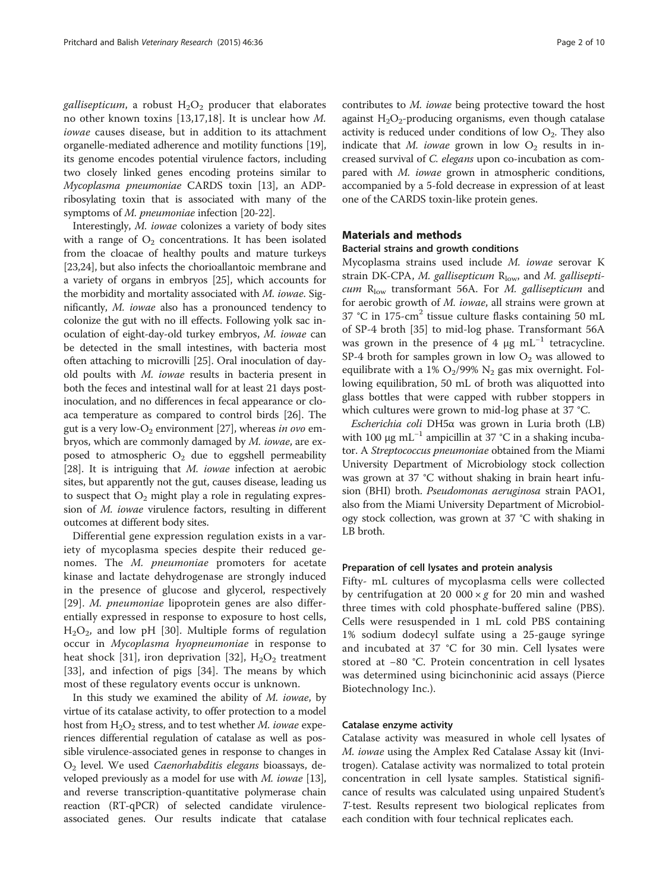*gallisepticum*, a robust $H_2O_2$ producer that elaborates no other known toxins [13,17,18]. It is unclear how *M. iowae* causes disease, but in addition to its attachment organelle-mediated adherence and motility functions [19], its genome encodes potential virulence factors, including two closely linked genes encoding proteins similar to *Mycoplasma pneumoniae* CARDS toxin [13], an ADP-ribosylating toxin that is associated with many of the symptoms of *M. pneumoniae* infection [20-22].

Interestingly, *M. iowae* colonizes a variety of body sites with a range of $O_2$ concentrations. It has been isolated from the cloacae of healthy poults and mature turkeys [23,24], but also infects the chorioallantoic membrane and a variety of organs in embryos [25], which accounts for the morbidity and mortality associated with *M. iowae*. Significantly, *M. iowae* also has a pronounced tendency to colonize the gut with no ill effects. Following yolk sac inoculation of eight-day-old turkey embryos, *M. iowae* can be detected in the small intestines, with bacteria most often attaching to microvilli [25]. Oral inoculation of day-old poults with *M. iowae* results in bacteria present in both the feces and intestinal wall for at least 21 days post-inoculation, and no differences in fecal appearance or cloaca temperature as compared to control birds [26]. The gut is a very low-$O_2$ environment [27], whereas *in ovo* embryos, which are commonly damaged by *M. iowae*, are exposed to atmospheric $O_2$ due to eggshell permeability [28]. It is intriguing that *M. iowae* infection at aerobic sites, but apparently not the gut, causes disease, leading us to suspect that $O_2$ might play a role in regulating expression of *M. iowae* virulence factors, resulting in different outcomes at different body sites.

Differential gene expression regulation exists in a variety of mycoplasma species despite their reduced genomes. The *M. pneumoniae* promoters for acetate kinase and lactate dehydrogenase are strongly induced in the presence of glucose and glycerol, respectively [29]. *M. pneumoniae* lipoprotein genes are also differentially expressed in response to exposure to host cells, $H_2O_2$, and low pH [30]. Multiple forms of regulation occur in *Mycoplasma hyopneumoniae* in response to heat shock [31], iron deprivation [32], $H_2O_2$ treatment [33], and infection of pigs [34]. The means by which most of these regulatory events occur is unknown.

In this study we examined the ability of *M. iowae*, by virtue of its catalase activity, to offer protection to a model host from $H_2O_2$ stress, and to test whether *M. iowae* experiences differential regulation of catalase as well as possible virulence-associated genes in response to changes in $O_2$ level. We used *Caenorhabditis elegans* bioassays, developed previously as a model for use with *M. iowae* [13], and reverse transcription-quantitative polymerase chain reaction (RT-qPCR) of selected candidate virulence-associated genes. Our results indicate that catalase contributes to *M. iowae* being protective toward the host against $H_2O_2$-producing organisms, even though catalase activity is reduced under conditions of low $O_2$. They also indicate that *M. iowae* grown in low $O_2$ results in increased survival of *C. elegans* upon co-incubation as compared with *M. iowae* grown in atmospheric conditions, accompanied by a 5-fold decrease in expression of at least one of the CARDS toxin-like protein genes.

## Materials and methods

### Bacterial strains and growth conditions

Mycoplasma strains used include *M. iowae* serovar K strain DK-CPA, *M. gallisepticum* $R_{low}$, and *M. gallisepticum* $R_{low}$ transformant 56A. For *M. gallisepticum* and for aerobic growth of *M. iowae*, all strains were grown at 37 °C in 175-$cm^2$ tissue culture flasks containing 50 mL of SP-4 broth [35] to mid-log phase. Transformant 56A was grown in the presence of 4 μg $mL^{-1}$ tetracycline. SP-4 broth for samples grown in low $O_2$ was allowed to equilibrate with a 1% $O_2$/99% $N_2$ gas mix overnight. Following equilibration, 50 mL of broth was aliquotted into glass bottles that were capped with rubber stoppers in which cultures were grown to mid-log phase at 37 °C.

*Escherichia coli* DH5α was grown in Luria broth (LB) with 100 μg $mL^{-1}$ ampicillin at 37 °C in a shaking incubator. A *Streptococcus pneumoniae* obtained from the Miami University Department of Microbiology stock collection was grown at 37 °C without shaking in brain heart infusion (BHI) broth. *Pseudomonas aeruginosa* strain PAO1, also from the Miami University Department of Microbiology stock collection, was grown at 37 °C with shaking in LB broth.

### Preparation of cell lysates and protein analysis

Fifty- mL cultures of mycoplasma cells were collected by centrifugation at 20 000 × *g* for 20 min and washed three times with cold phosphate-buffered saline (PBS). Cells were resuspended in 1 mL cold PBS containing 1% sodium dodecyl sulfate using a 25-gauge syringe and incubated at 37 °C for 30 min. Cell lysates were stored at −80 °C. Protein concentration in cell lysates was determined using bicinchoninic acid assays (Pierce Biotechnology Inc.).

### Catalase enzyme activity

Catalase activity was measured in whole cell lysates of *M. iowae* using the Amplex Red Catalase Assay kit (Invitrogen). Catalase activity was normalized to total protein concentration in cell lysate samples. Statistical significance of results was calculated using unpaired Student's *T*-test. Results represent two biological replicates from each condition with four technical replicates each.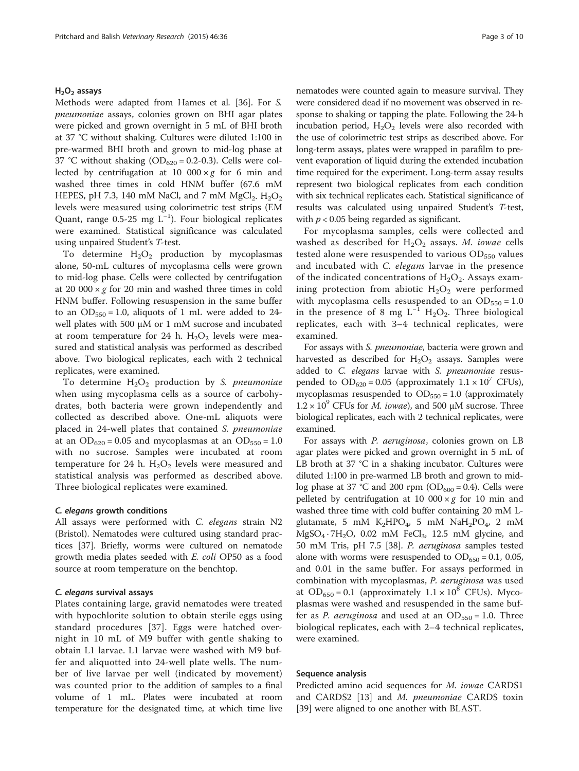### $H_2O_2$ assays

Methods were adapted from Hames et al. [36]. For *S. pneumoniae* assays, colonies grown on BHI agar plates were picked and grown overnight in 5 mL of BHI broth at 37 °C without shaking. Cultures were diluted 1:100 in pre-warmed BHI broth and grown to mid-log phase at 37 °C without shaking ($OD_{620}$ = 0.2-0.3). Cells were collected by centrifugation at 10 000 × *g* for 6 min and washed three times in cold HNM buffer (67.6 mM HEPES, pH 7.3, 140 mM NaCl, and 7 mM $MgCl_2$. $H_2O_2$ levels were measured using colorimetric test strips (EM Quant, range 0.5-25 mg $L^{-1}$). Four biological replicates were examined. Statistical significance was calculated using unpaired Student's *T*-test.

To determine $H_2O_2$ production by mycoplasmas alone, 50-mL cultures of mycoplasma cells were grown to mid-log phase. Cells were collected by centrifugation at 20 000 × *g* for 20 min and washed three times in cold HNM buffer. Following resuspension in the same buffer to an $OD_{550}$ = 1.0, aliquots of 1 mL were added to 24-well plates with 500 μM or 1 mM sucrose and incubated at room temperature for 24 h. $H_2O_2$ levels were measured and statistical analysis was performed as described above. Two biological replicates, each with 2 technical replicates, were examined.

To determine $H_2O_2$ production by *S. pneumoniae* when using mycoplasma cells as a source of carbohydrates, both bacteria were grown independently and collected as described above. One-mL aliquots were placed in 24-well plates that contained *S. pneumoniae* at an $OD_{620}$ = 0.05 and mycoplasmas at an $OD_{550}$ = 1.0 with no sucrose. Samples were incubated at room temperature for 24 h. $H_2O_2$ levels were measured and statistical analysis was performed as described above. Three biological replicates were examined.

### *C. elegans* growth conditions

All assays were performed with *C. elegans* strain N2 (Bristol). Nematodes were cultured using standard practices [37]. Briefly, worms were cultured on nematode growth media plates seeded with *E. coli* OP50 as a food source at room temperature on the benchtop.

### *C. elegans* survival assays

Plates containing large, gravid nematodes were treated with hypochlorite solution to obtain sterile eggs using standard procedures [37]. Eggs were hatched overnight in 10 mL of M9 buffer with gentle shaking to obtain L1 larvae. L1 larvae were washed with M9 buffer and aliquotted into 24-well plate wells. The number of live larvae per well (indicated by movement) was counted prior to the addition of samples to a final volume of 1 mL. Plates were incubated at room temperature for the designated time, at which time live nematodes were counted again to measure survival. They were considered dead if no movement was observed in response to shaking or tapping the plate. Following the 24-h incubation period, $H_2O_2$ levels were also recorded with the use of colorimetric test strips as described above. For long-term assays, plates were wrapped in parafilm to prevent evaporation of liquid during the extended incubation time required for the experiment. Long-term assay results represent two biological replicates from each condition with six technical replicates each. Statistical significance of results was calculated using unpaired Student's *T*-test, with $p < 0.05$ being regarded as significant.

For mycoplasma samples, cells were collected and washed as described for $H_2O_2$ assays. *M. iowae* cells tested alone were resuspended to various $OD_{550}$ values and incubated with *C. elegans* larvae in the presence of the indicated concentrations of $H_2O_2$. Assays examining protection from abiotic $H_2O_2$ were performed with mycoplasma cells resuspended to an $OD_{550}$ = 1.0 in the presence of 8 mg $L^{-1}$ $H_2O_2$. Three biological replicates, each with 3–4 technical replicates, were examined.

For assays with *S. pneumoniae*, bacteria were grown and harvested as described for $H_2O_2$ assays. Samples were added to *C. elegans* larvae with *S. pneumoniae* resuspended to $OD_{620}$ = 0.05 (approximately $1.1 \times 10^7$ CFUs), mycoplasmas resuspended to $OD_{550}$ = 1.0 (approximately $1.2 \times 10^9$ CFUs for *M. iowae*), and 500 μM sucrose. Three biological replicates, each with 2 technical replicates, were examined.

For assays with *P. aeruginosa*, colonies grown on LB agar plates were picked and grown overnight in 5 mL of LB broth at 37 °C in a shaking incubator. Cultures were diluted 1:100 in pre-warmed LB broth and grown to mid-log phase at 37 °C and 200 rpm ($OD_{600}$ = 0.4). Cells were pelleted by centrifugation at 10 000 × *g* for 10 min and washed three time with cold buffer containing 20 mM L-glutamate, 5 mM $K_2HPO_4$, 5 mM $NaH_2PO_4$, 2 mM $MgSO_4 \cdot 7H_2O$, 0.02 mM $FeCl_3$, 12.5 mM glycine, and 50 mM Tris, pH 7.5 [38]. *P. aeruginosa* samples tested alone with worms were resuspended to $OD_{650}$ = 0.1, 0.05, and 0.01 in the same buffer. For assays performed in combination with mycoplasmas, *P. aeruginosa* was used at $OD_{650}$ = 0.1 (approximately $1.1 \times 10^8$ CFUs). Mycoplasmas were washed and resuspended in the same buffer as *P. aeruginosa* and used at an $OD_{550}$ = 1.0. Three biological replicates, each with 2–4 technical replicates, were examined.

### Sequence analysis

Predicted amino acid sequences for *M. iowae* CARDS1 and CARDS2 [13] and *M. pneumoniae* CARDS toxin [39] were aligned to one another with BLAST.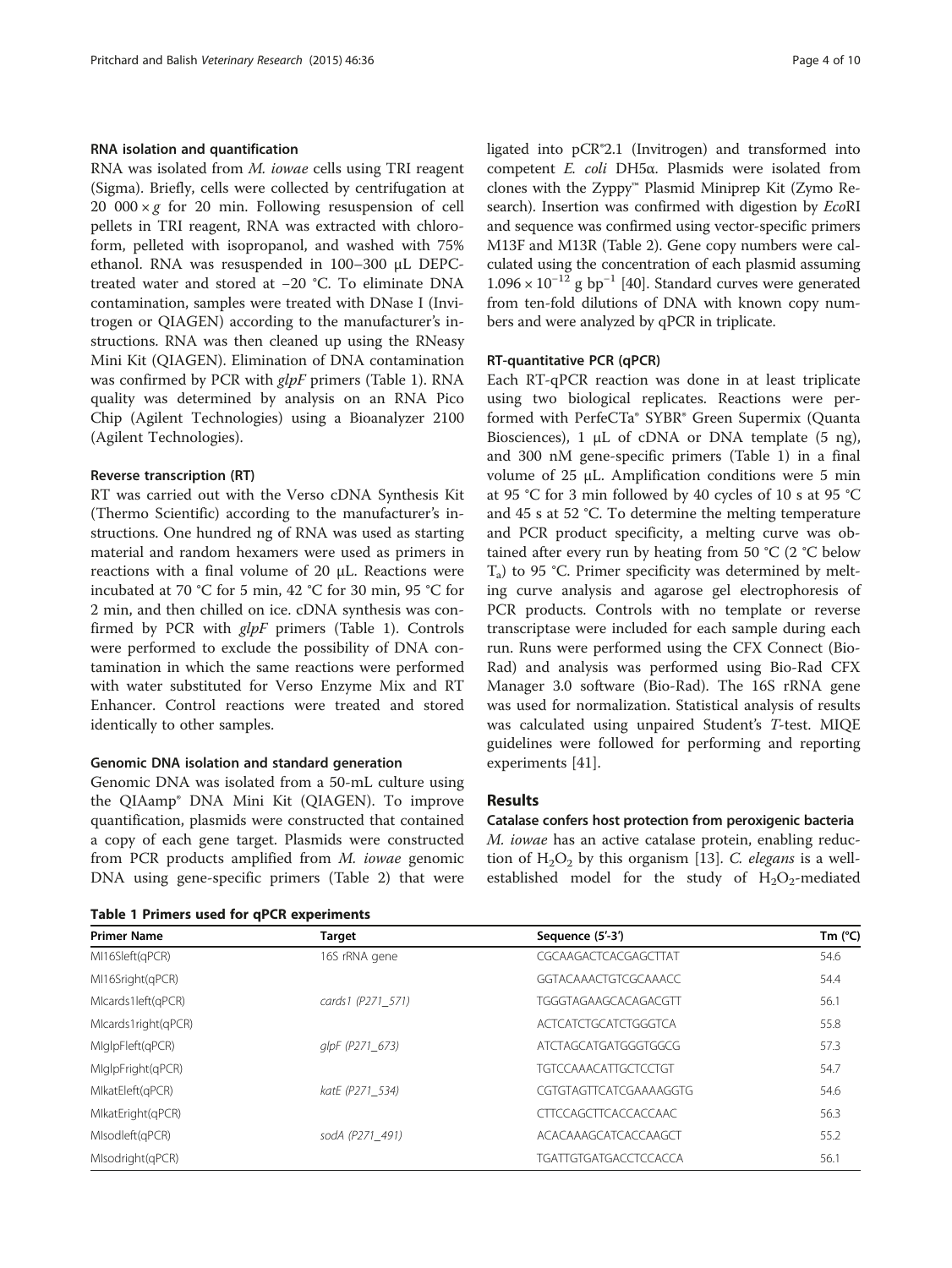#### RNA isolation and quantification

RNA was isolated from *M. iowae* cells using TRI reagent (Sigma). Briefly, cells were collected by centrifugation at 20 000 × *g* for 20 min. Following resuspension of cell pellets in TRI reagent, RNA was extracted with chloroform, pelleted with isopropanol, and washed with 75% ethanol. RNA was resuspended in 100–300 μL DEPC-treated water and stored at −20 °C. To eliminate DNA contamination, samples were treated with DNase I (Invitrogen or QIAGEN) according to the manufacturer's instructions. RNA was then cleaned up using the RNeasy Mini Kit (QIAGEN). Elimination of DNA contamination was confirmed by PCR with *glpF* primers (Table 1). RNA quality was determined by analysis on an RNA Pico Chip (Agilent Technologies) using a Bioanalyzer 2100 (Agilent Technologies).

#### Reverse transcription (RT)

RT was carried out with the Verso cDNA Synthesis Kit (Thermo Scientific) according to the manufacturer's instructions. One hundred ng of RNA was used as starting material and random hexamers were used as primers in reactions with a final volume of 20 μL. Reactions were incubated at 70 °C for 5 min, 42 °C for 30 min, 95 °C for 2 min, and then chilled on ice. cDNA synthesis was confirmed by PCR with *glpF* primers (Table 1). Controls were performed to exclude the possibility of DNA contamination in which the same reactions were performed with water substituted for Verso Enzyme Mix and RT Enhancer. Control reactions were treated and stored identically to other samples.

#### Genomic DNA isolation and standard generation

Genomic DNA was isolated from a 50-mL culture using the QIAamp® DNA Mini Kit (QIAGEN). To improve quantification, plasmids were constructed that contained a copy of each gene target. Plasmids were constructed from PCR products amplified from *M. iowae* genomic DNA using gene-specific primers (Table 2) that were ligated into pCR®2.1 (Invitrogen) and transformed into competent *E. coli* DH5α. Plasmids were isolated from clones with the Zyppy™ Plasmid Miniprep Kit (Zymo Research). Insertion was confirmed with digestion by *Eco*RI and sequence was confirmed using vector-specific primers M13F and M13R (Table 2). Gene copy numbers were calculated using the concentration of each plasmid assuming $1.096 \times 10^{-12}$ g $bp^{-1}$ [40]. Standard curves were generated from ten-fold dilutions of DNA with known copy numbers and were analyzed by qPCR in triplicate.

#### RT-quantitative PCR (qPCR)

Each RT-qPCR reaction was done in at least triplicate using two biological replicates. Reactions were performed with PerfeCTa® SYBR® Green Supermix (Quanta Biosciences), 1 μL of cDNA or DNA template (5 ng), and 300 nM gene-specific primers (Table 1) in a final volume of 25 μL. Amplification conditions were 5 min at 95 °C for 3 min followed by 40 cycles of 10 s at 95 °C and 45 s at 52 °C. To determine the melting temperature and PCR product specificity, a melting curve was obtained after every run by heating from 50 °C (2 °C below $T_a$) to 95 °C. Primer specificity was determined by melting curve analysis and agarose gel electrophoresis of PCR products. Controls with no template or reverse transcriptase were included for each sample during each run. Runs were performed using the CFX Connect (Bio-Rad) and analysis was performed using Bio-Rad CFX Manager 3.0 software (Bio-Rad). The 16S rRNA gene was used for normalization. Statistical analysis of results was calculated using unpaired Student's *T*-test. MIQE guidelines were followed for performing and reporting experiments [41].

## Results

#### Catalase confers host protection from peroxigenic bacteria

*M. iowae* has an active catalase protein, enabling reduction of $H_2O_2$ by this organism [13]. *C. elegans* is a well-established model for the study of $H_2O_2$-mediated

**Table 1 Primers used for qPCR experiments**

| Primer Name | Target | Sequence (5'-3') | Tm (°C) |
|---|---|---|---|
| MI16Sleft(qPCR) | 16S rRNA gene | CGCAAGACTCACGAGCTTAT | 54.6 |
| MI16Sright(qPCR) | | GGTACAAACTGTCGCAAACC | 54.4 |
| MIcards1left(qPCR) | *cards1 (P271_571)* | TGGGTAGAAGCACAGACGTT | 56.1 |
| MIcards1right(qPCR) | | ACTCATCTGCATCTGGGTCA | 55.8 |
| MIglpFleft(qPCR) | *glpF (P271_673)* | ATCTAGCATGATGGGTGGCG | 57.3 |
| MIglpFright(qPCR) | | TGTCCAAACATTGCTCCTGT | 54.7 |
| MIkatEleft(qPCR) | *katE (P271_534)* | CGTGTAGTTCATCGAAAAGGTG | 54.6 |
| MIkatEright(qPCR) | | CTTCCAGCTTCACCACCAAC | 56.3 |
| MIsodleft(qPCR) | *sodA (P271_491)* | ACACAAAGCATCACCAAGCT | 55.2 |
| MIsodright(qPCR) | | TGATTGTGATGACCTCCACCA | 56.1 |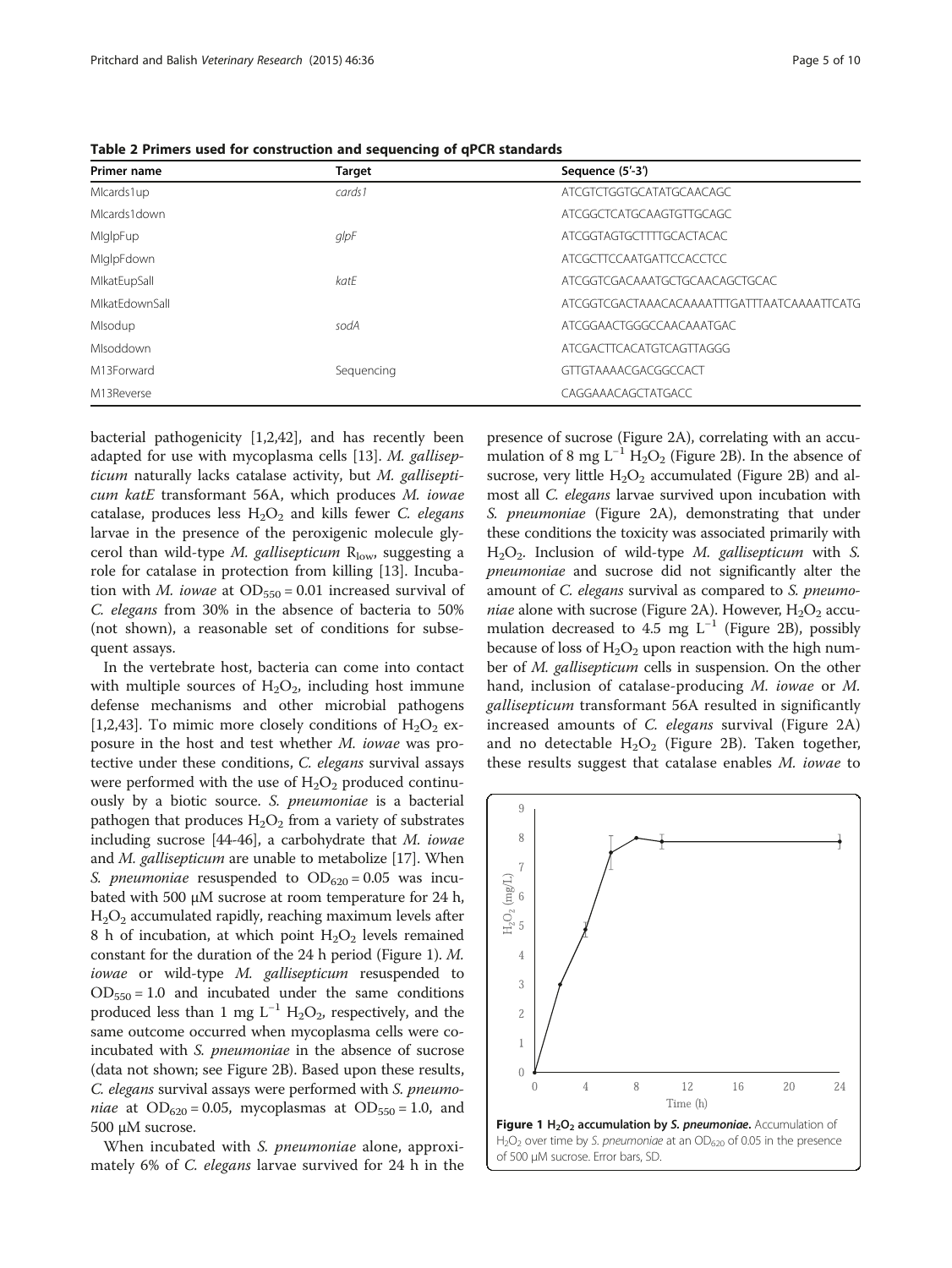**Table 2 Primers used for construction and sequencing of qPCR standards**

| Primer name | Target | Sequence (5'-3') |
|---|---|---|
| MIcards1up | *cards1* | ATCGTCTGGTGCATATGCAACAGC |
| MIcards1down | | ATCGGCTCATGCAAGTGTTGCAGC |
| MIglpFup | *glpF* | ATCGGTAGTGCTTTTGCACTACAC |
| MIglpFdown | | ATCGCTTCCAATGATTCCACCTCC |
| MIkatEupSalI | *katE* | ATCGGTCGACAAATGCTGCAACAGCTGCAC |
| MIkatEdownSalI | | ATCGGTCGACTAAACACAAAATTTGATTTAATCAAAATTCATG |
| MIsodup | *sodA* | ATCGGAACTGGGCCAACAAATGAC |
| MIsoddown | | ATCGACTTCACATGTCAGTTAGGG |
| M13Forward | Sequencing | GTTGTAAAACGACGGCCACT |
| M13Reverse | | CAGGAAACAGCTATGACC |

bacterial pathogenicity [1,2,42], and has recently been adapted for use with mycoplasma cells [13]. *M. gallisepticum* naturally lacks catalase activity, but *M. gallisepticum katE* transformant 56A, which produces *M. iowae* catalase, produces less $H_2O_2$ and kills fewer *C. elegans* larvae in the presence of the peroxigenic molecule glycerol than wild-type *M. gallisepticum* $R_{low}$, suggesting a role for catalase in protection from killing [13]. Incubation with *M. iowae* at $OD_{550} = 0.01$ increased survival of *C. elegans* from 30% in the absence of bacteria to 50% (not shown), a reasonable set of conditions for subsequent assays.

In the vertebrate host, bacteria can come into contact with multiple sources of $H_2O_2$, including host immune defense mechanisms and other microbial pathogens [1,2,43]. To mimic more closely conditions of $H_2O_2$ exposure in the host and test whether *M. iowae* was protective under these conditions, *C. elegans* survival assays were performed with the use of $H_2O_2$ produced continuously by a biotic source. *S. pneumoniae* is a bacterial pathogen that produces $H_2O_2$ from a variety of substrates including sucrose [44-46], a carbohydrate that *M. iowae* and *M. gallisepticum* are unable to metabolize [17]. When *S. pneumoniae* resuspended to $OD_{620} = 0.05$ was incubated with 500 μM sucrose at room temperature for 24 h, $H_2O_2$ accumulated rapidly, reaching maximum levels after 8 h of incubation, at which point $H_2O_2$ levels remained constant for the duration of the 24 h period (Figure 1). *M. iowae* or wild-type *M. gallisepticum* resuspended to $OD_{550} = 1.0$ and incubated under the same conditions produced less than 1 mg $L^{-1}$ $H_2O_2$, respectively, and the same outcome occurred when mycoplasma cells were co-incubated with *S. pneumoniae* in the absence of sucrose (data not shown; see Figure 2B). Based upon these results, *C. elegans* survival assays were performed with *S. pneumoniae* at $OD_{620} = 0.05$, mycoplasmas at $OD_{550} = 1.0$, and 500 μM sucrose.

When incubated with *S. pneumoniae* alone, approximately 6% of *C. elegans* larvae survived for 24 h in the presence of sucrose (Figure 2A), correlating with an accumulation of 8 mg $L^{-1}$ $H_2O_2$ (Figure 2B). In the absence of sucrose, very little $H_2O_2$ accumulated (Figure 2B) and almost all *C. elegans* larvae survived upon incubation with *S. pneumoniae* (Figure 2A), demonstrating that under these conditions the toxicity was associated primarily with $H_2O_2$. Inclusion of wild-type *M. gallisepticum* with *S. pneumoniae* and sucrose did not significantly alter the amount of *C. elegans* survival as compared to *S. pneumoniae* alone with sucrose (Figure 2A). However, $H_2O_2$ accumulation decreased to 4.5 mg $L^{-1}$ (Figure 2B), possibly because of loss of $H_2O_2$ upon reaction with the high number of *M. gallisepticum* cells in suspension. On the other hand, inclusion of catalase-producing *M. iowae* or *M. gallisepticum* transformant 56A resulted in significantly increased amounts of *C. elegans* survival (Figure 2A) and no detectable $H_2O_2$ (Figure 2B). Taken together, these results suggest that catalase enables *M. iowae* to

**Figure 1 $H_2O_2$ accumulation by *S. pneumoniae*.** Accumulation of $H_2O_2$ over time by *S. pneumoniae* at an $OD_{620}$ of 0.05 in the presence of 500 μM sucrose. Error bars, SD.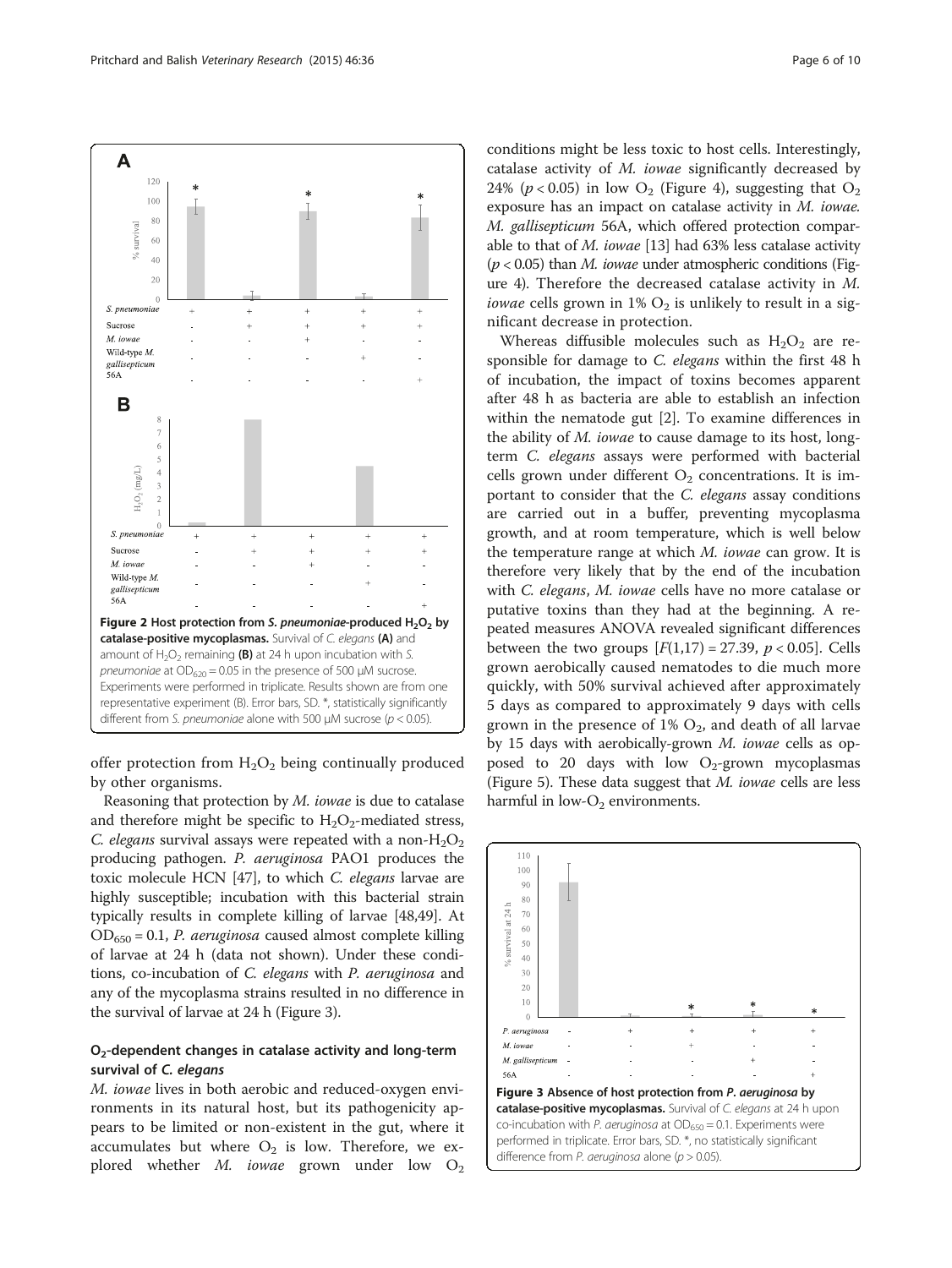**Figure 2 Host protection from *S. pneumoniae*-produced $H_2O_2$ by catalase-positive mycoplasmas.** Survival of *C. elegans* **(A)** and amount of $H_2O_2$ remaining **(B)** at 24 h upon incubation with *S. pneumoniae* at $OD_{620} = 0.05$ in the presence of 500 μM sucrose. Experiments were performed in triplicate. Results shown are from one representative experiment (B). Error bars, SD. *, statistically significantly different from *S. pneumoniae* alone with 500 μM sucrose ($p < 0.05$).

offer protection from $H_2O_2$ being continually produced by other organisms.

Reasoning that protection by *M. iowae* is due to catalase and therefore might be specific to $H_2O_2$-mediated stress, *C. elegans* survival assays were repeated with a non-$H_2O_2$ producing pathogen. *P. aeruginosa* PAO1 produces the toxic molecule HCN [47], to which *C. elegans* larvae are highly susceptible; incubation with this bacterial strain typically results in complete killing of larvae [48,49]. At $OD_{650} = 0.1$, *P. aeruginosa* caused almost complete killing of larvae at 24 h (data not shown). Under these conditions, co-incubation of *C. elegans* with *P. aeruginosa* and any of the mycoplasma strains resulted in no difference in the survival of larvae at 24 h (Figure 3).

## $O_2$-dependent changes in catalase activity and long-term survival of *C. elegans*

*M. iowae* lives in both aerobic and reduced-oxygen environments in its natural host, but its pathogenicity appears to be limited or non-existent in the gut, where it accumulates but where $O_2$ is low. Therefore, we explored whether *M. iowae* grown under low $O_2$ conditions might be less toxic to host cells. Interestingly, catalase activity of *M. iowae* significantly decreased by 24% ($p < 0.05$) in low $O_2$ (Figure 4), suggesting that $O_2$ exposure has an impact on catalase activity in *M. iowae. M. gallisepticum* 56A, which offered protection comparable to that of *M. iowae* [13] had 63% less catalase activity ($p < 0.05$) than *M. iowae* under atmospheric conditions (Figure 4). Therefore the decreased catalase activity in *M. iowae* cells grown in 1% $O_2$ is unlikely to result in a significant decrease in protection.

Whereas diffusible molecules such as $H_2O_2$ are responsible for damage to *C. elegans* within the first 48 h of incubation, the impact of toxins becomes apparent after 48 h as bacteria are able to establish an infection within the nematode gut [2]. To examine differences in the ability of *M. iowae* to cause damage to its host, long-term *C. elegans* assays were performed with bacterial cells grown under different $O_2$ concentrations. It is important to consider that the *C. elegans* assay conditions are carried out in a buffer, preventing mycoplasma growth, and at room temperature, which is well below the temperature range at which *M. iowae* can grow. It is therefore very likely that by the end of the incubation with *C. elegans*, *M. iowae* cells have no more catalase or putative toxins than they had at the beginning. A repeated measures ANOVA revealed significant differences between the two groups [$F(1,17) = 27.39$, $p < 0.05$]. Cells grown aerobically caused nematodes to die much more quickly, with 50% survival achieved after approximately 5 days as compared to approximately 9 days with cells grown in the presence of 1% $O_2$, and death of all larvae by 15 days with aerobically-grown *M. iowae* cells as opposed to 20 days with low $O_2$-grown mycoplasmas (Figure 5). These data suggest that *M. iowae* cells are less harmful in low-$O_2$ environments.

**Figure 3 Absence of host protection from *P. aeruginosa* by catalase-positive mycoplasmas.** Survival of *C. elegans* at 24 h upon co-incubation with *P. aeruginosa* at $OD_{650} = 0.1$. Experiments were performed in triplicate. Error bars, SD. *, no statistically significant difference from *P. aeruginosa* alone ($p > 0.05$).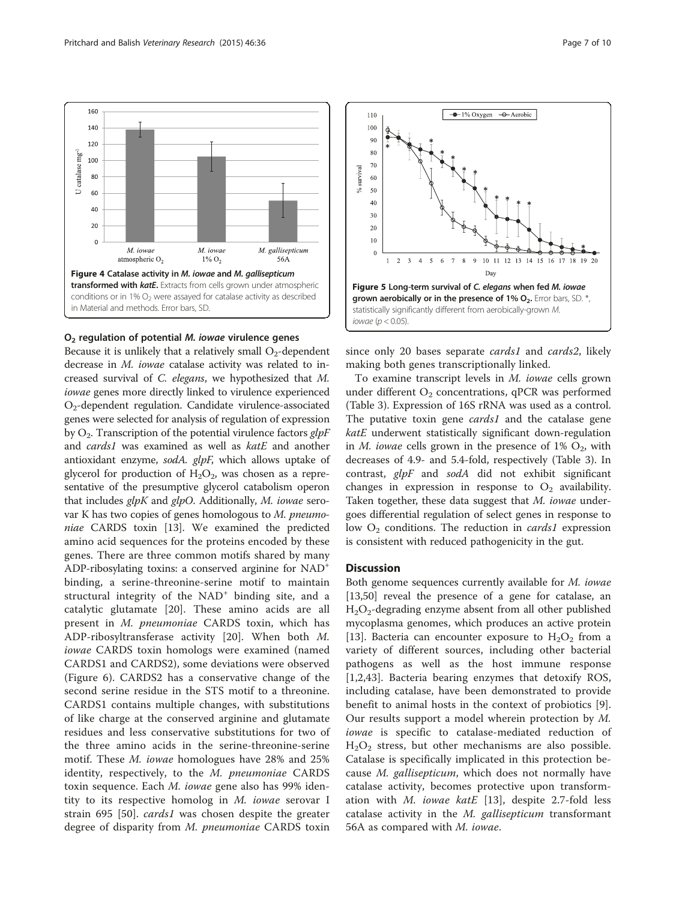**Figure 4 Catalase activity in *M. iowae* and *M. gallisepticum* transformed with *katE*.** Extracts from cells grown under atmospheric conditions or in 1% $O_2$ were assayed for catalase activity as described in Material and methods. Error bars, SD.

**Figure 5 Long-term survival of *C. elegans* when fed *M. iowae* grown aerobically or in the presence of 1% $O_2$.** Error bars, SD. *, statistically significantly different from aerobically-grown *M. iowae* ($p < 0.05$).

### $O_2$ regulation of potential *M. iowae* virulence genes

Because it is unlikely that a relatively small $O_2$-dependent decrease in *M. iowae* catalase activity was related to increased survival of *C. elegans*, we hypothesized that *M. iowae* genes more directly linked to virulence experienced $O_2$-dependent regulation. Candidate virulence-associated genes were selected for analysis of regulation of expression by $O_2$. Transcription of the potential virulence factors *glpF* and *cards1* was examined as well as *katE* and another antioxidant enzyme, *sodA*. *glpF*, which allows uptake of glycerol for production of $H_2O_2$, was chosen as a representative of the presumptive glycerol catabolism operon that includes *glpK* and *glpO*. Additionally, *M. iowae* serovar K has two copies of genes homologous to *M. pneumoniae* CARDS toxin [13]. We examined the predicted amino acid sequences for the proteins encoded by these genes. There are three common motifs shared by many ADP-ribosylating toxins: a conserved arginine for $NAD^+$ binding, a serine-threonine-serine motif to maintain structural integrity of the $NAD^+$ binding site, and a catalytic glutamate [20]. These amino acids are all present in *M. pneumoniae* CARDS toxin, which has ADP-ribosyltransferase activity [20]. When both *M. iowae* CARDS toxin homologs were examined (named CARDS1 and CARDS2), some deviations were observed (Figure 6). CARDS2 has a conservative change of the second serine residue in the STS motif to a threonine. CARDS1 contains multiple changes, with substitutions of like charge at the conserved arginine and glutamate residues and less conservative substitutions for two of the three amino acids in the serine-threonine-serine motif. These *M. iowae* homologues have 28% and 25% identity, respectively, to the *M. pneumoniae* CARDS toxin sequence. Each *M. iowae* gene also has 99% identity to its respective homolog in *M. iowae* serovar I strain 695 [50]. *cards1* was chosen despite the greater degree of disparity from *M. pneumoniae* CARDS toxin since only 20 bases separate *cards1* and *cards2*, likely making both genes transcriptionally linked.

To examine transcript levels in *M. iowae* cells grown under different $O_2$ concentrations, qPCR was performed (Table 3). Expression of 16S rRNA was used as a control. The putative toxin gene *cards1* and the catalase gene *katE* underwent statistically significant down-regulation in *M. iowae* cells grown in the presence of 1% $O_2$, with decreases of 4.9- and 5.4-fold, respectively (Table 3). In contrast, *glpF* and *sodA* did not exhibit significant changes in expression in response to $O_2$ availability. Taken together, these data suggest that *M. iowae* undergoes differential regulation of select genes in response to low $O_2$ conditions. The reduction in *cards1* expression is consistent with reduced pathogenicity in the gut.

## Discussion

Both genome sequences currently available for *M. iowae* [13,50] reveal the presence of a gene for catalase, an $H_2O_2$-degrading enzyme absent from all other published mycoplasma genomes, which produces an active protein [13]. Bacteria can encounter exposure to $H_2O_2$ from a variety of different sources, including other bacterial pathogens as well as the host immune response [1,2,43]. Bacteria bearing enzymes that detoxify ROS, including catalase, have been demonstrated to provide benefit to animal hosts in the context of probiotics [9]. Our results support a model wherein protection by *M. iowae* is specific to catalase-mediated reduction of $H_2O_2$ stress, but other mechanisms are also possible. Catalase is specifically implicated in this protection because *M. gallisepticum*, which does not normally have catalase activity, becomes protective upon transformation with *M. iowae katE* [13], despite 2.7-fold less catalase activity in the *M. gallisepticum* transformant 56A as compared with *M. iowae*.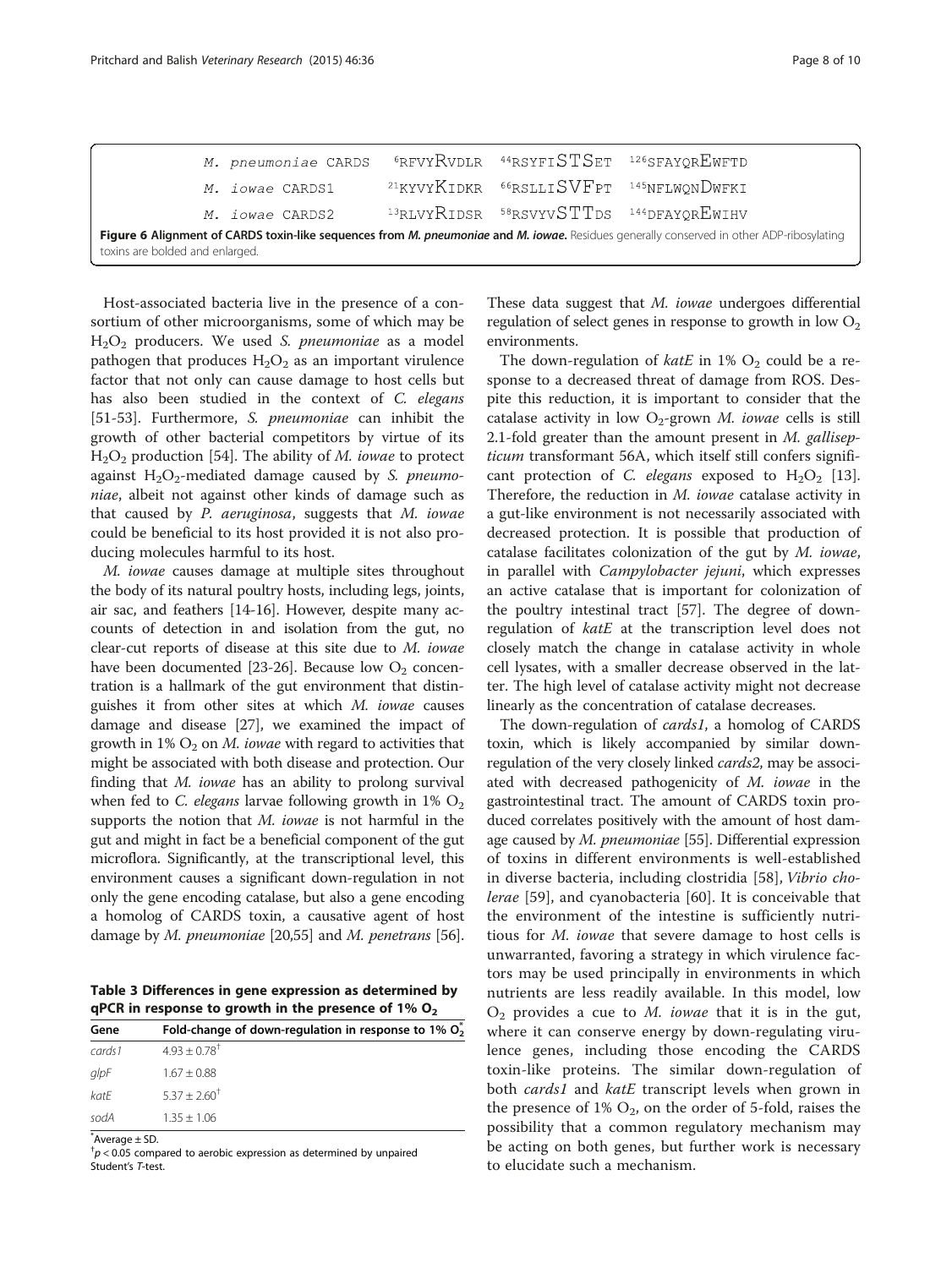| | | | |
|---|---|---|---|
| *M. pneumoniae* CARDS | [6]RFVY**R**VDLR | [44]RSYFI**STS**ET | [126]SFAYQR**E**WFTD |
| *M. iowae* CARDS1 | [21]KYVY**K**IDKR | [66]RSLLI**SVF**PT | [145]NFLWQN**D**WFKI |
| *M. iowae* CARDS2 | [13]RLVY**R**IDSR | [58]RSVYV**STT**DS | [144]DFAYQR**E**WIHV |

**Figure 6 Alignment of CARDS toxin-like sequences from *M. pneumoniae* and *M. iowae*.** Residues generally conserved in other ADP-ribosylating toxins are bolded and enlarged.

Host-associated bacteria live in the presence of a consortium of other microorganisms, some of which may be $H_2O_2$ producers. We used *S. pneumoniae* as a model pathogen that produces $H_2O_2$ as an important virulence factor that not only can cause damage to host cells but has also been studied in the context of *C. elegans* [51-53]. Furthermore, *S. pneumoniae* can inhibit the growth of other bacterial competitors by virtue of its $H_2O_2$ production [54]. The ability of *M. iowae* to protect against $H_2O_2$-mediated damage caused by *S. pneumoniae*, albeit not against other kinds of damage such as that caused by *P. aeruginosa*, suggests that *M. iowae* could be beneficial to its host provided it is not also producing molecules harmful to its host.

*M. iowae* causes damage at multiple sites throughout the body of its natural poultry hosts, including legs, joints, air sac, and feathers [14-16]. However, despite many accounts of detection in and isolation from the gut, no clear-cut reports of disease at this site due to *M. iowae* have been documented [23-26]. Because low $O_2$ concentration is a hallmark of the gut environment that distinguishes it from other sites at which *M. iowae* causes damage and disease [27], we examined the impact of growth in 1% $O_2$ on *M. iowae* with regard to activities that might be associated with both disease and protection. Our finding that *M. iowae* has an ability to prolong survival when fed to *C. elegans* larvae following growth in 1% $O_2$ supports the notion that *M. iowae* is not harmful in the gut and might in fact be a beneficial component of the gut microflora. Significantly, at the transcriptional level, this environment causes a significant down-regulation in not only the gene encoding catalase, but also a gene encoding a homolog of CARDS toxin, a causative agent of host damage by *M. pneumoniae* [20,55] and *M. penetrans* [56].

**Table 3 Differences in gene expression as determined by qPCR in response to growth in the presence of 1% $O_2$**

| Gene | Fold-change of down-regulation in response to 1% $O_2$[*] |
|---|---|
| *cards1* | $4.93 \pm 0.78$[†] |
| *glpF* | $1.67 \pm 0.88$ |
| *katE* | $5.37 \pm 2.60$[†] |
| *sodA* | $1.35 \pm 1.06$ |

[*]Average ± SD.
[†]$p < 0.05$ compared to aerobic expression as determined by unpaired Student's *T*-test.

These data suggest that *M. iowae* undergoes differential regulation of select genes in response to growth in low $O_2$ environments.

The down-regulation of *katE* in 1% $O_2$ could be a response to a decreased threat of damage from ROS. Despite this reduction, it is important to consider that the catalase activity in low $O_2$-grown *M. iowae* cells is still 2.1-fold greater than the amount present in *M. gallisepticum* transformant 56A, which itself still confers significant protection of *C. elegans* exposed to $H_2O_2$ [13]. Therefore, the reduction in *M. iowae* catalase activity in a gut-like environment is not necessarily associated with decreased protection. It is possible that production of catalase facilitates colonization of the gut by *M. iowae*, in parallel with *Campylobacter jejuni*, which expresses an active catalase that is important for colonization of the poultry intestinal tract [57]. The degree of down-regulation of *katE* at the transcription level does not closely match the change in catalase activity in whole cell lysates, with a smaller decrease observed in the latter. The high level of catalase activity might not decrease linearly as the concentration of catalase decreases.

The down-regulation of *cards1*, a homolog of CARDS toxin, which is likely accompanied by similar down-regulation of the very closely linked *cards2*, may be associated with decreased pathogenicity of *M. iowae* in the gastrointestinal tract. The amount of CARDS toxin produced correlates positively with the amount of host damage caused by *M. pneumoniae* [55]. Differential expression of toxins in different environments is well-established in diverse bacteria, including clostridia [58], *Vibrio cholerae* [59], and cyanobacteria [60]. It is conceivable that the environment of the intestine is sufficiently nutritious for *M. iowae* that severe damage to host cells is unwarranted, favoring a strategy in which virulence factors may be used principally in environments in which nutrients are less readily available. In this model, low $O_2$ provides a cue to *M. iowae* that it is in the gut, where it can conserve energy by down-regulating virulence genes, including those encoding the CARDS toxin-like proteins. The similar down-regulation of both *cards1* and *katE* transcript levels when grown in the presence of 1% $O_2$, on the order of 5-fold, raises the possibility that a common regulatory mechanism may be acting on both genes, but further work is necessary to elucidate such a mechanism.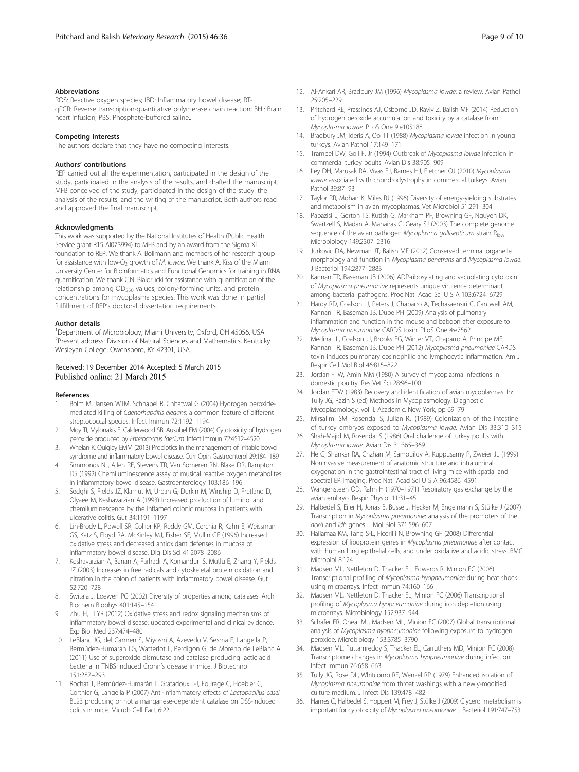### Abbreviations

ROS: Reactive oxygen species; IBD: Inflammatory bowel disease; RT-qPCR: Reverse transcription-quantitative polymerase chain reaction; BHI: Brain heart infusion; PBS: Phosphate-buffered saline..

### Competing interests

The authors declare that they have no competing interests.

### Authors' contributions

REP carried out all the experimentation, participated in the design of the study, participated in the analysis of the results, and drafted the manuscript. MFB conceived of the study, participated in the design of the study, the analysis of the results, and the writing of the manuscript. Both authors read and approved the final manuscript.

### Acknowledgments

This work was supported by the National Institutes of Health (Public Health Service grant R15 AI073994) to MFB and by an award from the Sigma Xi foundation to REP. We thank A. Bollmann and members of her research group for assistance with low-$O_2$ growth of *M. iowae*. We thank A. Kiss of the Miami University Center for Bioinformatics and Functional Genomics for training in RNA quantification. We thank C.N. Bialorucki for assistance with quantification of the relationship among $OD_{550}$ values, colony-forming units, and protein concentrations for mycoplasma species. This work was done in partial fulfillment of REP's doctoral dissertation requirements.

### Author details

[1]Department of Microbiology, Miami University, Oxford, OH 45056, USA. [2]Present address: Division of Natural Sciences and Mathematics, Kentucky Wesleyan College, Owensboro, KY 42301, USA.

Received: 19 December 2014 Accepted: 5 March 2015
Published online: 21 March 2015

### References

1. Bolm M, Jansen WTM, Schnabel R, Chhatwal G (2004) Hydrogen peroxide-mediated killing of *Caenorhabditis elegans*: a common feature of different streptococcal species. Infect Immun 72:1192–1194
2. Moy TI, Mylonakis E, Calderwood SB, Ausubel FM (2004) Cytotoxicity of hydrogen peroxide produced by *Enterococcus faecium*. Infect Immun 72:4512–4520
3. Whelan K, Quigley EMM (2013) Probiotics in the management of irritable bowel syndrome and inflammatory bowel disease. Curr Opin Gastroenterol 29:184–189
4. Simmonds NJ, Allen RE, Stevens TR, Van Someren RN, Blake DR, Rampton DS (1992) Chemiluminescence assay of musical reactive oxygen metabolites in inflammatory bowel disease. Gastroenterology 103:186–196
5. Sedghi S, Fields JZ, Klamut M, Urban G, Durkin M, Winship D, Fretland D, Olyaee M, Keshavarzian A (1993) Increased production of luminol and chemiluminescence by the inflamed colonic mucosa in patients with ulcerative colitis. Gut 34:1191–1197
6. Lih-Brody L, Powell SR, Collier KP, Reddy GM, Cerchia R, Kahn E, Weissman GS, Katz S, Floyd RA, McKinley MJ, Fisher SE, Mullin GE (1996) Increased oxidative stress and decreased antioxidant defenses in mucosa of inflammatory bowel disease. Dig Dis Sci 41:2078–2086
7. Keshavarzian A, Banan A, Farhadi A, Komanduri S, Mutlu E, Zhang Y, Fields JZ (2003) Increases in free radicals and cytoskeletal protein oxidation and nitration in the colon of patients with inflammatory bowel disease. Gut 52:720–728
8. Switala J, Loewen PC (2002) Diversity of properties among catalases. Arch Biochem Biophys 401:145–154
9. Zhu H, Li YR (2012) Oxidative stress and redox signaling mechanisms of inflammatory bowel disease: updated experimental and clinical evidence. Exp Biol Med 237:474–480
10. LeBlanc JG, del Carmen S, Miyoshi A, Azevedo V, Sesma F, Langella P, Bermúdez-Humarán LG, Watterlot L, Perdigon G, de Moreno de LeBlanc A (2011) Use of superoxide dismutase and catalase producing lactic acid bacteria in TNBS induced Crohn's disease in mice. J Biotechnol 151:287–293
11. Rochat T, Bermúdez-Humarán L, Gratadoux J-J, Fourage C, Hoebler C, Corthier G, Langella P (2007) Anti-inflammatory effects of *Lactobacillus casei* BL23 producing or not a manganese-dependent catalase on DSS-induced colitis in mice. Microb Cell Fact 6:22
12. Al-Ankari AR, Bradbury JM (1996) *Mycoplasma iowae*: a review. Avian Pathol 25:205–229
13. Pritchard RE, Prassinos AJ, Osborne JD, Raviv Z, Balish MF (2014) Reduction of hydrogen peroxide accumulation and toxicity by a catalase from *Mycoplasma iowae*. PLoS One 9:e105188
14. Bradbury JM, Ideris A, Oo TT (1988) *Mycoplasma iowae* infection in young turkeys. Avian Pathol 17:149–171
15. Trampel DW, Goll F, Jr (1994) Outbreak of *Mycoplasma iowae* infection in commercial turkey poults. Avian Dis 38:905–909
16. Ley DH, Marusak RA, Vivas EJ, Barnes HJ, Fletcher OJ (2010) *Mycoplasma iowae* associated with chondrodystrophy in commercial turkeys. Avian Pathol 39:87–93
17. Taylor RR, Mohan K, Miles RJ (1996) Diversity of energy-yielding substrates and metabolism in avian mycoplasmas. Vet Microbiol 51:291–304
18. Papazisi L, Gorton TS, Kutish G, Markham PF, Browning GF, Nguyen DK, Swartzell S, Madan A, Mahairas G, Geary SJ (2003) The complete genome sequence of the avian pathogen *Mycoplasma gallisepticum* strain $R_{low}$. Microbiology 149:2307–2316
19. Jurkovic DA, Newman JT, Balish MF (2012) Conserved terminal organelle morphology and function in *Mycoplasma penetrans* and *Mycoplasma iowae*. J Bacteriol 194:2877–2883
20. Kannan TR, Baseman JB (2006) ADP-ribosylating and vacuolating cytotoxin of *Mycoplasma pneumoniae* represents unique virulence determinant among bacterial pathogens. Proc Natl Acad Sci U S A 103:6724–6729
21. Hardy RD, Coalson JJ, Peters J, Chaparro A, Techasaensiri C, Cantwell AM, Kannan TR, Baseman JB, Dube PH (2009) Analysis of pulmonary inflammation and function in the mouse and baboon after exposure to *Mycoplasma pneumoniae* CARDS toxin. PLoS One 4:e7562
22. Medina JL, Coalson JJ, Brooks EG, Winter VT, Chaparro A, Principe MF, Kannan TR, Baseman JB, Dube PH (2012) *Mycoplasma pneumoniae* CARDS toxin induces pulmonary eosinophilic and lymphocytic inflammation. Am J Respir Cell Mol Biol 46:815–822
23. Jordan FTW, Amin MM (1980) A survey of mycoplasma infections in domestic poultry. Res Vet Sci 28:96–100
24. Jordan FTW (1983) Recovery and identification of avian mycoplasmas. In: Tully JG, Razin S (ed) Methods in Mycoplasmology. Diagnostic Mycoplasmology, vol II. Academic, New York, pp 69–79
25. Mirsalimi SM, Rosendal S, Julian RJ (1989) Colonization of the intestine of turkey embryos exposed to *Mycoplasma iowae*. Avian Dis 33:310–315
26. Shah-Majid M, Rosendal S (1986) Oral challenge of turkey poults with *Mycoplasma iowae*. Avian Dis 31:365–369
27. He G, Shankar RA, Chzhan M, Samouilov A, Kuppusamy P, Zweier JL (1999) Noninvasive measurement of anatomic structure and intraluminal oxygenation in the gastrointestinal tract of living mice with spatial and spectral EPR imaging. Proc Natl Acad Sci U S A 96:4586–4591
28. Wangensteen OD, Rahn H (1970–1971) Respiratory gas exchange by the avian embryo. Respir Physiol 11:31–45
29. Halbedel S, Eiler H, Jonas B, Busse J, Hecker M, Engelmann S, Stülke J (2007) Transcription in *Mycoplasma pneumoniae*: analysis of the promoters of the *ackA* and *ldh* genes. J Mol Biol 371:596–607
30. Hallamaa KM, Tang S-L, Ficorilli N, Browning GF (2008) Differential expression of lipoprotein genes in *Mycoplasma pneumoniae* after contact with human lung epithelial cells, and under oxidative and acidic stress. BMC Microbiol 8:124
31. Madsen ML, Nettleton D, Thacker EL, Edwards R, Minion FC (2006) Transcriptional profiling of *Mycoplasma hyopneumoniae* during heat shock using microarrays. Infect Immun 74:160–166
32. Madsen ML, Nettleton D, Thacker EL, Minion FC (2006) Transcriptional profiling of *Mycoplasma hyopneumoniae* during iron depletion using microarrays. Microbiology 152:937–944
33. Schafer ER, Oneal MJ, Madsen ML, Minion FC (2007) Global transcriptional analysis of *Mycoplasma hyopneumoniae* following exposure to hydrogen peroxide. Microbiology 153:3785–3790
34. Madsen ML, Puttamreddy S, Thacker EL, Carruthers MD, Minion FC (2008) Transcriptome changes in *Mycoplasma hyopneumoniae* during infection. Infect Immun 76:658–663
35. Tully JG, Rose DL, Whitcomb RF, Wenzel RP (1979) Enhanced isolation of *Mycoplasma pneumoniae* from throat washings with a newly-modified culture medium. J Infect Dis 139:478–482
36. Hames C, Halbedel S, Hoppert M, Frey J, Stülke J (2009) Glycerol metabolism is important for cytotoxicity of *Mycoplasma pneumoniae*. J Bacteriol 191:747–753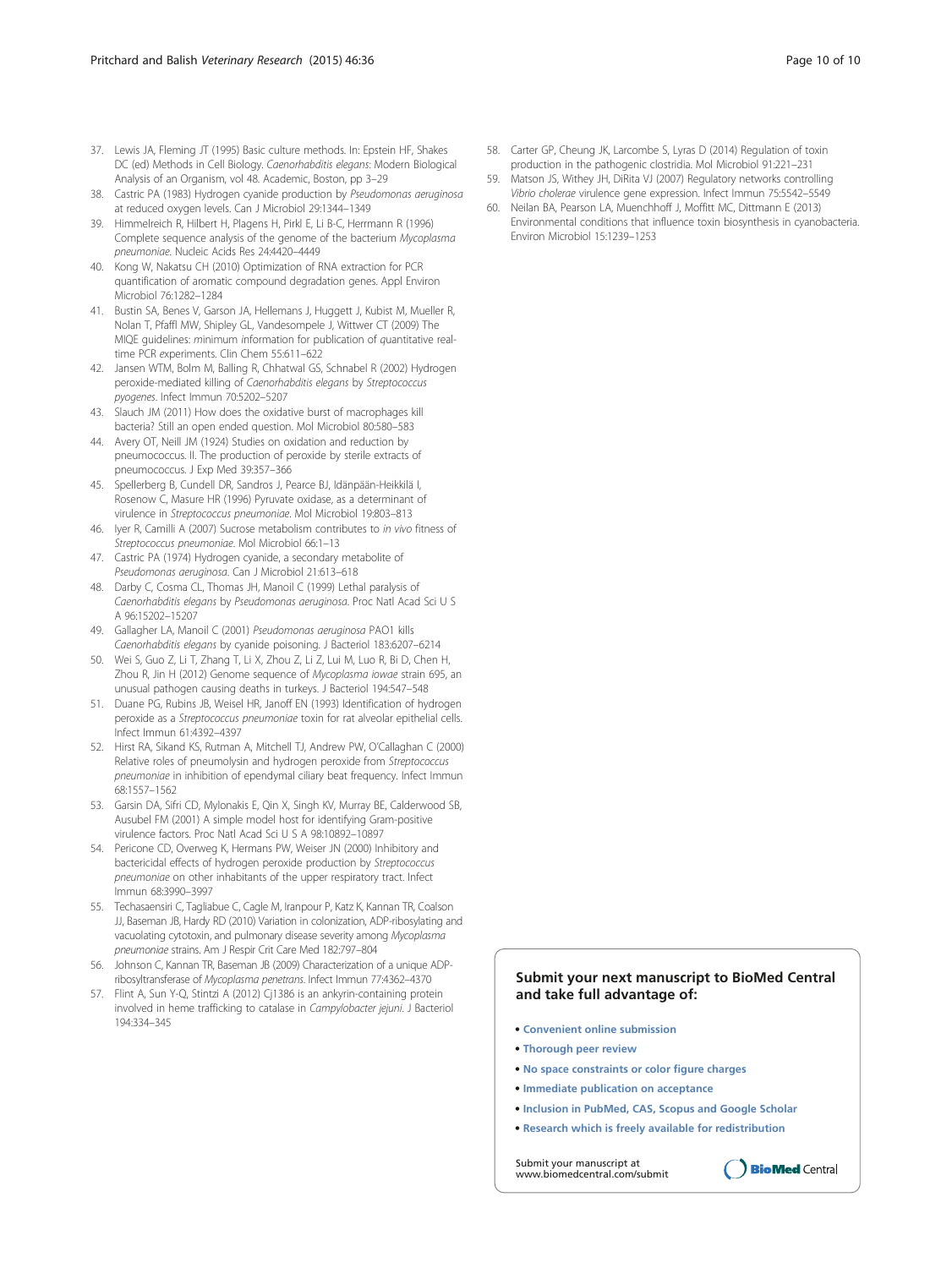37. Lewis JA, Fleming JT (1995) Basic culture methods. In: Epstein HF, Shakes DC (ed) Methods in Cell Biology. *Caenorhabditis elegans*: Modern Biological Analysis of an Organism, vol 48. Academic, Boston, pp 3–29
38. Castric PA (1983) Hydrogen cyanide production by *Pseudomonas aeruginosa* at reduced oxygen levels. Can J Microbiol 29:1344–1349
39. Himmelreich R, Hilbert H, Plagens H, Pirkl E, Li B-C, Herrmann R (1996) Complete sequence analysis of the genome of the bacterium *Mycoplasma pneumoniae*. Nucleic Acids Res 24:4420–4449
40. Kong W, Nakatsu CH (2010) Optimization of RNA extraction for PCR quantification of aromatic compound degradation genes. Appl Environ Microbiol 76:1282–1284
41. Bustin SA, Benes V, Garson JA, Hellemans J, Huggett J, Kubist M, Mueller R, Nolan T, Pfaffl MW, Shipley GL, Vandesompele J, Wittwer CT (2009) The MIQE guidelines: *m*inimum *i*nformation for publication of *q*uantitative real-time PCR *e*xperiments. Clin Chem 55:611–622
42. Jansen WTM, Bolm M, Balling R, Chhatwal GS, Schnabel R (2002) Hydrogen peroxide-mediated killing of *Caenorhabditis elegans* by *Streptococcus pyogenes*. Infect Immun 70:5202–5207
43. Slauch JM (2011) How does the oxidative burst of macrophages kill bacteria? Still an open ended question. Mol Microbiol 80:580–583
44. Avery OT, Neill JM (1924) Studies on oxidation and reduction by pneumococcus. II. The production of peroxide by sterile extracts of pneumococcus. J Exp Med 39:357–366
45. Spellerberg B, Cundell DR, Sandros J, Pearce BJ, Idänpään-Heikkilä I, Rosenow C, Masure HR (1996) Pyruvate oxidase, as a determinant of virulence in *Streptococcus pneumoniae*. Mol Microbiol 19:803–813
46. Iyer R, Camilli A (2007) Sucrose metabolism contributes to *in vivo* fitness of *Streptococcus pneumoniae*. Mol Microbiol 66:1–13
47. Castric PA (1974) Hydrogen cyanide, a secondary metabolite of *Pseudomonas aeruginosa*. Can J Microbiol 21:613–618
48. Darby C, Cosma CL, Thomas JH, Manoil C (1999) Lethal paralysis of *Caenorhabditis elegans* by *Pseudomonas aeruginosa*. Proc Natl Acad Sci U S A 96:15202–15207
49. Gallagher LA, Manoil C (2001) *Pseudomonas aeruginosa* PAO1 kills *Caenorhabditis elegans* by cyanide poisoning. J Bacteriol 183:6207–6214
50. Wei S, Guo Z, Li T, Zhang T, Li X, Zhou Z, Li Z, Lui M, Luo R, Bi D, Chen H, Zhou R, Jin H (2012) Genome sequence of *Mycoplasma iowae* strain 695, an unusual pathogen causing deaths in turkeys. J Bacteriol 194:547–548
51. Duane PG, Rubins JB, Weisel HR, Janoff EN (1993) Identification of hydrogen peroxide as a *Streptococcus pneumoniae* toxin for rat alveolar epithelial cells. Infect Immun 61:4392–4397
52. Hirst RA, Sikand KS, Rutman A, Mitchell TJ, Andrew PW, O'Callaghan C (2000) Relative roles of pneumolysin and hydrogen peroxide from *Streptococcus pneumoniae* in inhibition of ependymal ciliary beat frequency. Infect Immun 68:1557–1562
53. Garsin DA, Sifri CD, Mylonakis E, Qin X, Singh KV, Murray BE, Calderwood SB, Ausubel FM (2001) A simple model host for identifying Gram-positive virulence factors. Proc Natl Acad Sci U S A 98:10892–10897
54. Pericone CD, Overweg K, Hermans PW, Weiser JN (2000) Inhibitory and bactericidal effects of hydrogen peroxide production by *Streptococcus pneumoniae* on other inhabitants of the upper respiratory tract. Infect Immun 68:3990–3997
55. Techasaensiri C, Tagliabue C, Cagle M, Iranpour P, Katz K, Kannan TR, Coalson JJ, Baseman JB, Hardy RD (2010) Variation in colonization, ADP-ribosylating and vacuolating cytotoxin, and pulmonary disease severity among *Mycoplasma pneumoniae* strains. Am J Respir Crit Care Med 182:797–804
56. Johnson C, Kannan TR, Baseman JB (2009) Characterization of a unique ADP-ribosyltransferase of *Mycoplasma penetrans*. Infect Immun 77:4362–4370
57. Flint A, Sun Y-Q, Stintzi A (2012) Cj1386 is an ankyrin-containing protein involved in heme trafficking to catalase in *Campylobacter jejuni*. J Bacteriol 194:334–345
58. Carter GP, Cheung JK, Larcombe S, Lyras D (2014) Regulation of toxin production in the pathogenic clostridia. Mol Microbiol 91:221–231
59. Matson JS, Withey JH, DiRita VJ (2007) Regulatory networks controlling *Vibrio cholerae* virulence gene expression. Infect Immun 75:5542–5549
60. Neilan BA, Pearson LA, Muenchhoff J, Moffitt MC, Dittmann E (2013) Environmental conditions that influence toxin biosynthesis in cyanobacteria. Environ Microbiol 15:1239–1253

**Submit your next manuscript to BioMed Central and take full advantage of:**

- **Convenient online submission**
- **Thorough peer review**
- **No space constraints or color figure charges**
- **Immediate publication on acceptance**
- **Inclusion in PubMed, CAS, Scopus and Google Scholar**
- **Research which is freely available for redistribution**

Submit your manuscript at
www.biomedcentral.com/submit

BioMed Central